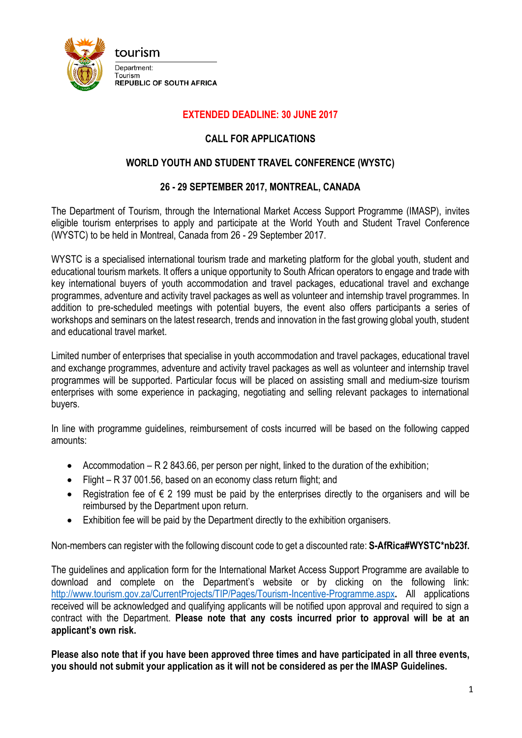tourism

Department:
Tourism
REPUBLIC OF SOUTH AFRICA

**EXTENDED DEADLINE: 30 JUNE 2017**

## CALL FOR APPLICATIONS

## WORLD YOUTH AND STUDENT TRAVEL CONFERENCE (WYSTC)

### 26 - 29 SEPTEMBER 2017, MONTREAL, CANADA

The Department of Tourism, through the International Market Access Support Programme (IMASP), invites eligible tourism enterprises to apply and participate at the World Youth and Student Travel Conference (WYSTC) to be held in Montreal, Canada from 26 - 29 September 2017.

WYSTC is a specialised international tourism trade and marketing platform for the global youth, student and educational tourism markets. It offers a unique opportunity to South African operators to engage and trade with key international buyers of youth accommodation and travel packages, educational travel and exchange programmes, adventure and activity travel packages as well as volunteer and internship travel programmes. In addition to pre-scheduled meetings with potential buyers, the event also offers participants a series of workshops and seminars on the latest research, trends and innovation in the fast growing global youth, student and educational travel market.

Limited number of enterprises that specialise in youth accommodation and travel packages, educational travel and exchange programmes, adventure and activity travel packages as well as volunteer and internship travel programmes will be supported. Particular focus will be placed on assisting small and medium-size tourism enterprises with some experience in packaging, negotiating and selling relevant packages to international buyers.

In line with programme guidelines, reimbursement of costs incurred will be based on the following capped amounts:

- Accommodation – R 2 843.66, per person per night, linked to the duration of the exhibition;
- Flight – R 37 001.56, based on an economy class return flight; and
- Registration fee of € 2 199 must be paid by the enterprises directly to the organisers and will be reimbursed by the Department upon return.
- Exhibition fee will be paid by the Department directly to the exhibition organisers.

Non-members can register with the following discount code to get a discounted rate: **S-AfRica#WYSTC*nb23f.**

The guidelines and application form for the International Market Access Support Programme are available to download and complete on the Department's website or by clicking on the following link: http://www.tourism.gov.za/CurrentProjects/TIP/Pages/Tourism-Incentive-Programme.aspx**.** All applications received will be acknowledged and qualifying applicants will be notified upon approval and required to sign a contract with the Department. **Please note that any costs incurred prior to approval will be at an applicant's own risk.**

**Please also note that if you have been approved three times and have participated in all three events, you should not submit your application as it will not be considered as per the IMASP Guidelines.**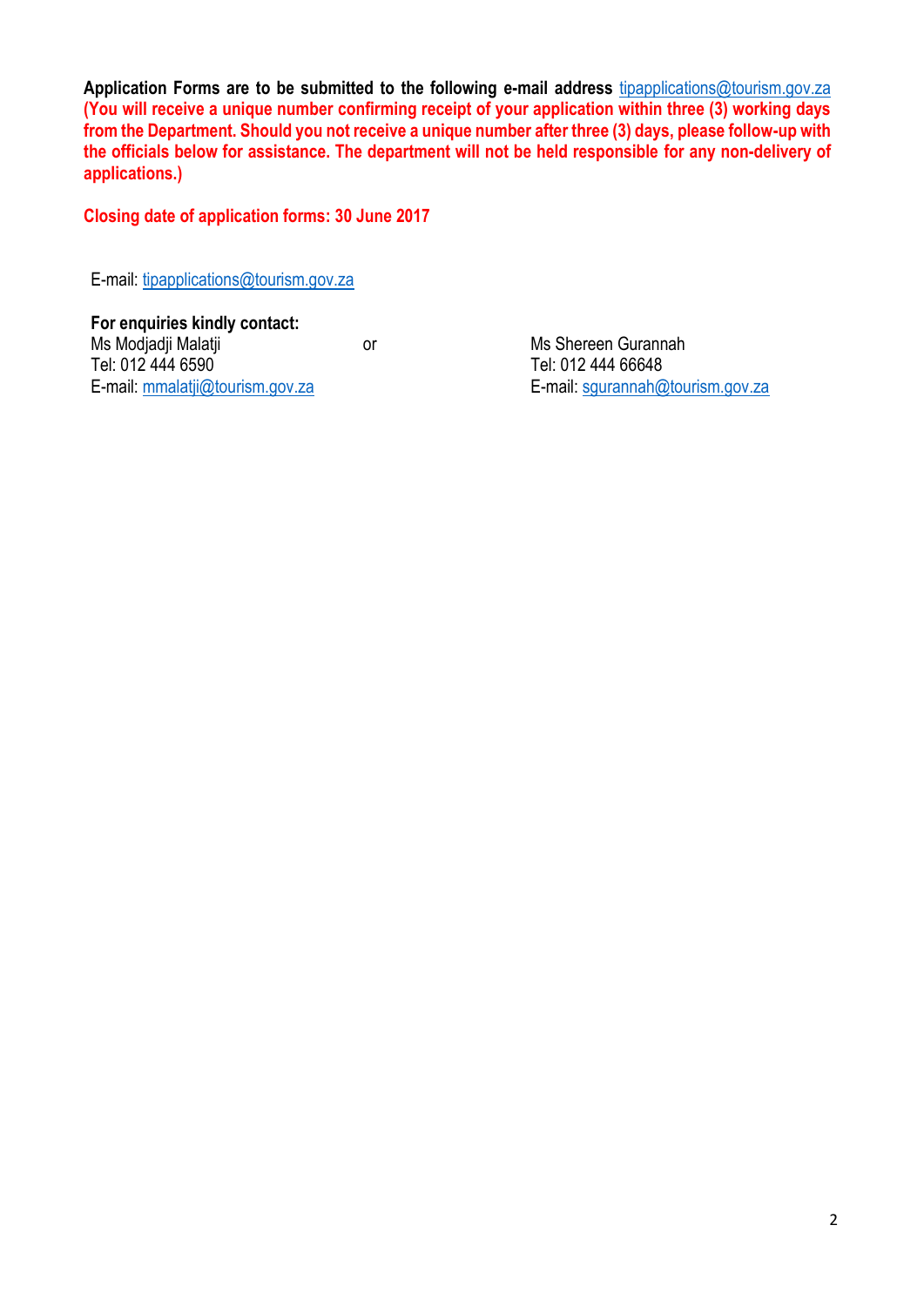**Application Forms are to be submitted to the following e-mail address** tipapplications@tourism.gov.za **(You will receive a unique number confirming receipt of your application within three (3) working days from the Department. Should you not receive a unique number after three (3) days, please follow-up with the officials below for assistance. The department will not be held responsible for any non-delivery of applications.)**

**Closing date of application forms: 30 June 2017**

E-mail: tipapplications@tourism.gov.za

**For enquiries kindly contact:**

Ms Modjadji Malatji
Tel: 012 444 6590
E-mail: mmalatji@tourism.gov.za

or

Ms Shereen Gurannah
Tel: 012 444 66648
E-mail: sgurannah@tourism.gov.za